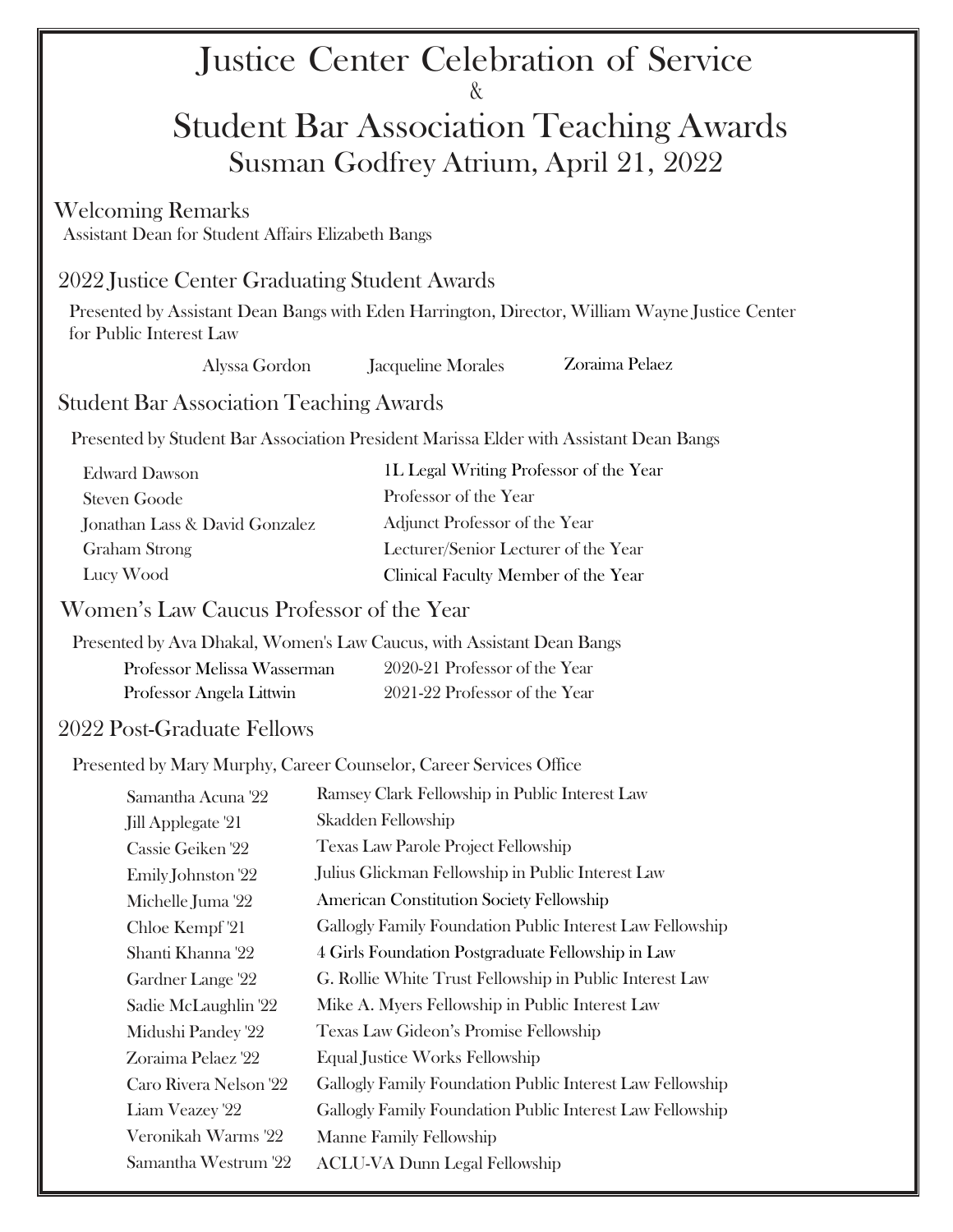# Justice Center Celebration of Service

&

# Student Bar Association Teaching Awards

## Susman Godfrey Atrium, April 21, 2022

### Welcoming Remarks

Assistant Dean for Student Affairs Elizabeth Bangs

### 2022 Justice Center Graduating Student Awards

Presented by Assistant Dean Bangs with Eden Harrington, Director, William Wayne Justice Center for Public Interest Law

Alyssa Gordon    Jacqueline Morales    Zoraima Pelaez

### Student Bar Association Teaching Awards

Presented by Student Bar Association President Marissa Elder with Assistant Dean Bangs

| | |
|---|---|
| Edward Dawson | 1L Legal Writing Professor of the Year |
| Steven Goode | Professor of the Year |
| Jonathan Lass & David Gonzalez | Adjunct Professor of the Year |
| Graham Strong | Lecturer/Senior Lecturer of the Year |
| Lucy Wood | Clinical Faculty Member of the Year |

### Women's Law Caucus Professor of the Year

Presented by Ava Dhakal, Women's Law Caucus, with Assistant Dean Bangs

| | |
|---|---|
| Professor Melissa Wasserman | 2020-21 Professor of the Year |
| Professor Angela Littwin | 2021-22 Professor of the Year |

### 2022 Post-Graduate Fellows

Presented by Mary Murphy, Career Counselor, Career Services Office

| | |
|---|---|
| Samantha Acuna '22 | Ramsey Clark Fellowship in Public Interest Law |
| Jill Applegate '21 | Skadden Fellowship |
| Cassie Geiken '22 | Texas Law Parole Project Fellowship |
| Emily Johnston '22 | Julius Glickman Fellowship in Public Interest Law |
| Michelle Juma '22 | American Constitution Society Fellowship |
| Chloe Kempf '21 | Gallogly Family Foundation Public Interest Law Fellowship |
| Shanti Khanna '22 | 4 Girls Foundation Postgraduate Fellowship in Law |
| Gardner Lange '22 | G. Rollie White Trust Fellowship in Public Interest Law |
| Sadie McLaughlin '22 | Mike A. Myers Fellowship in Public Interest Law |
| Midushi Pandey '22 | Texas Law Gideon's Promise Fellowship |
| Zoraima Pelaez '22 | Equal Justice Works Fellowship |
| Caro Rivera Nelson '22 | Gallogly Family Foundation Public Interest Law Fellowship |
| Liam Veazey '22 | Gallogly Family Foundation Public Interest Law Fellowship |
| Veronikah Warms '22 | Manne Family Fellowship |
| Samantha Westrum '22 | ACLU-VA Dunn Legal Fellowship |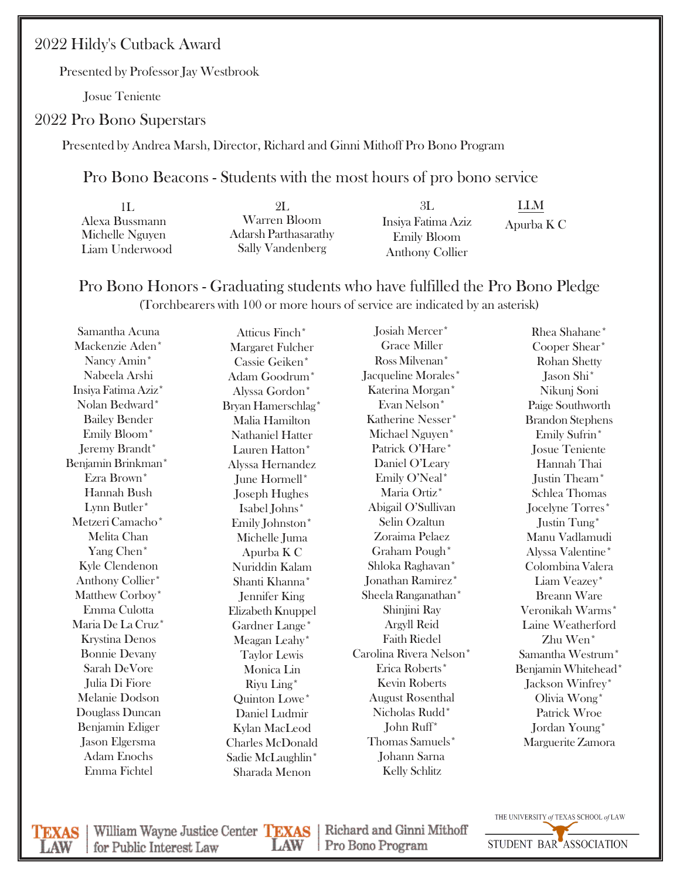## 2022 Hildy's Cutback Award

Presented by Professor Jay Westbrook

Josue Teniente

## 2022 Pro Bono Superstars

Presented by Andrea Marsh, Director, Richard and Ginni Mithoff Pro Bono Program

### Pro Bono Beacons - Students with the most hours of pro bono service

| 1L | 2L | 3L | LLM |
|---|---|---|---|
| Alexa Bussmann | Warren Bloom | Insiya Fatima Aziz | Apurba K C |
| Michelle Nguyen | Adarsh Parthasarathy | Emily Bloom | |
| Liam Underwood | Sally Vandenberg | Anthony Collier | |

### Pro Bono Honors - Graduating students who have fulfilled the Pro Bono Pledge

(Torchbearers with 100 or more hours of service are indicated by an asterisk)

Samantha Acuna
Mackenzie Aden*
Nancy Amin*
Nabeela Arshi
Insiya Fatima Aziz*
Nolan Bedward*
Bailey Bender
Emily Bloom*
Jeremy Brandt*
Benjamin Brinkman*
Ezra Brown*
Hannah Bush
Lynn Butler*
Metzeri Camacho*
Melita Chan
Yang Chen*
Kyle Clendenon
Anthony Collier*
Matthew Corboy*
Emma Culotta
Maria De La Cruz*
Krystina Denos
Bonnie Devany
Sarah DeVore
Julia Di Fiore
Melanie Dodson
Douglass Duncan
Benjamin Ediger
Jason Elgersma
Adam Enochs
Emma Fichtel
Atticus Finch*
Margaret Fulcher
Cassie Geiken*
Adam Goodrum*
Alyssa Gordon*
Bryan Hamerschlag*
Malia Hamilton
Nathaniel Hatter
Lauren Hatton*
Alyssa Hernandez
June Hormell*
Joseph Hughes
Isabel Johns*
Emily Johnston*
Michelle Juma
Apurba K C
Nuriddin Kalam
Shanti Khanna*
Jennifer King
Elizabeth Knuppel
Gardner Lange*
Meagan Leahy*
Taylor Lewis
Monica Lin
Riyu Ling*
Quinton Lowe*
Daniel Ludmir
Kylan MacLeod
Charles McDonald
Sadie McLaughlin*
Sharada Menon
Josiah Mercer*
Grace Miller
Ross Milvenan*
Jacqueline Morales*
Katerina Morgan*
Evan Nelson*
Katherine Nesser*
Michael Nguyen*
Patrick O'Hare*
Daniel O'Leary
Emily O'Neal*
Maria Ortiz*
Abigail O'Sullivan
Selin Ozaltun
Zoraima Pelaez
Graham Pough*
Shloka Raghavan*
Jonathan Ramirez*
Sheela Ranganathan*
Shinjini Ray
Argyll Reid
Faith Riedel
Carolina Rivera Nelson*
Erica Roberts*
Kevin Roberts
August Rosenthal
Nicholas Rudd*
John Ruff*
Thomas Samuels*
Johann Sarna
Kelly Schlitz
Rhea Shahane*
Cooper Shear*
Rohan Shetty
Jason Shi*
Nikunj Soni
Paige Southworth
Brandon Stephens
Emily Sufrin*
Josue Teniente
Hannah Thai
Justin Theam*
Schlea Thomas
Jocelyne Torres*
Justin Tung*
Manu Vadlamudi
Alyssa Valentine*
Colombina Valera
Liam Veazey*
Breann Ware
Veronikah Warms*
Laine Weatherford
Zhu Wen*
Samantha Westrum*
Benjamin Whitehead*
Jackson Winfrey*
Olivia Wong*
Patrick Wroe
Jordan Young*
Marguerite Zamora

TEXAS LAW | William Wayne Justice Center for Public Interest Law

TEXAS LAW | Richard and Ginni Mithoff Pro Bono Program

THE UNIVERSITY of TEXAS SCHOOL of LAW STUDENT BAR ASSOCIATION